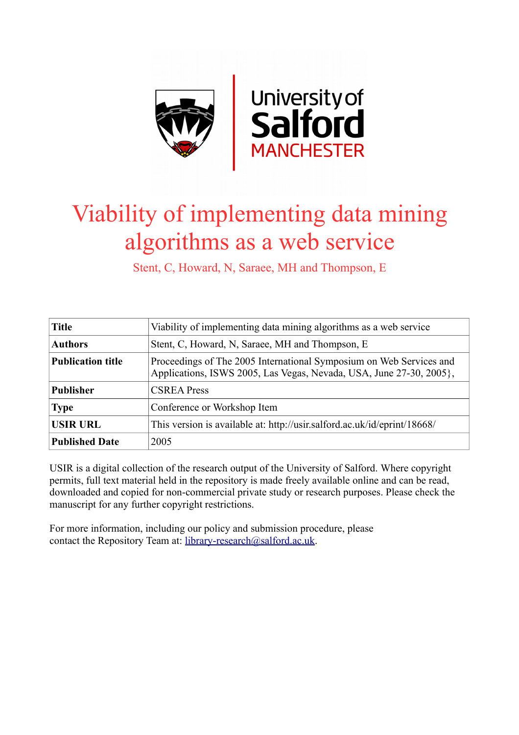# Viability of implementing data mining algorithms as a web service

Stent, C, Howard, N, Saraee, MH and Thompson, E

| | |
|---|---|
| **Title** | Viability of implementing data mining algorithms as a web service |
| **Authors** | Stent, C, Howard, N, Saraee, MH and Thompson, E |
| **Publication title** | Proceedings of The 2005 International Symposium on Web Services and Applications, ISWS 2005, Las Vegas, Nevada, USA, June 27-30, 2005}, |
| **Publisher** | CSREA Press |
| **Type** | Conference or Workshop Item |
| **USIR URL** | This version is available at: http://usir.salford.ac.uk/id/eprint/18668/ |
| **Published Date** | 2005 |

USIR is a digital collection of the research output of the University of Salford. Where copyright permits, full text material held in the repository is made freely available online and can be read, downloaded and copied for non-commercial private study or research purposes. Please check the manuscript for any further copyright restrictions.

For more information, including our policy and submission procedure, please contact the Repository Team at: library-research@salford.ac.uk.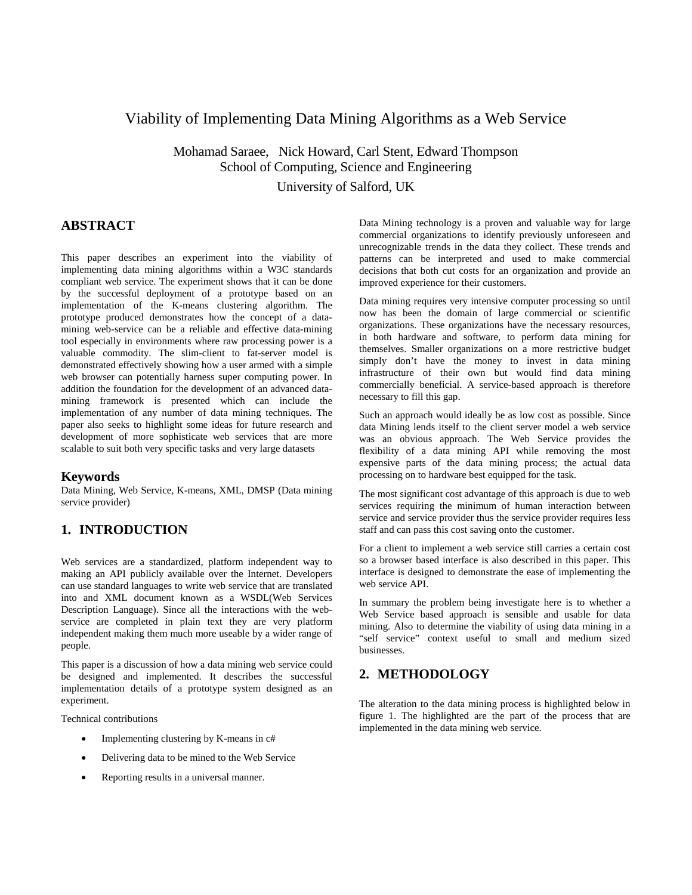# Viability of Implementing Data Mining Algorithms as a Web Service

Mohamad Saraee, Nick Howard, Carl Stent, Edward Thompson
School of Computing, Science and Engineering
University of Salford, UK

## ABSTRACT

This paper describes an experiment into the viability of implementing data mining algorithms within a W3C standards compliant web service. The experiment shows that it can be done by the successful deployment of a prototype based on an implementation of the K-means clustering algorithm. The prototype produced demonstrates how the concept of a data-mining web-service can be a reliable and effective data-mining tool especially in environments where raw processing power is a valuable commodity. The slim-client to fat-server model is demonstrated effectively showing how a user armed with a simple web browser can potentially harness super computing power. In addition the foundation for the development of an advanced data-mining framework is presented which can include the implementation of any number of data mining techniques. The paper also seeks to highlight some ideas for future research and development of more sophisticate web services that are more scalable to suit both very specific tasks and very large datasets

### Keywords

Data Mining, Web Service, K-means, XML, DMSP (Data mining service provider)

## 1. INTRODUCTION

Web services are a standardized, platform independent way to making an API publicly available over the Internet. Developers can use standard languages to write web service that are translated into and XML document known as a WSDL(Web Services Description Language). Since all the interactions with the web-service are completed in plain text they are very platform independent making them much more useable by a wider range of people.

This paper is a discussion of how a data mining web service could be designed and implemented. It describes the successful implementation details of a prototype system designed as an experiment.

Technical contributions

- Implementing clustering by K-means in c#
- Delivering data to be mined to the Web Service
- Reporting results in a universal manner.

Data Mining technology is a proven and valuable way for large commercial organizations to identify previously unforeseen and unrecognizable trends in the data they collect. These trends and patterns can be interpreted and used to make commercial decisions that both cut costs for an organization and provide an improved experience for their customers.

Data mining requires very intensive computer processing so until now has been the domain of large commercial or scientific organizations. These organizations have the necessary resources, in both hardware and software, to perform data mining for themselves. Smaller organizations on a more restrictive budget simply don't have the money to invest in data mining infrastructure of their own but would find data mining commercially beneficial. A service-based approach is therefore necessary to fill this gap.

Such an approach would ideally be as low cost as possible. Since data Mining lends itself to the client server model a web service was an obvious approach. The Web Service provides the flexibility of a data mining API while removing the most expensive parts of the data mining process; the actual data processing on to hardware best equipped for the task.

The most significant cost advantage of this approach is due to web services requiring the minimum of human interaction between service and service provider thus the service provider requires less staff and can pass this cost saving onto the customer.

For a client to implement a web service still carries a certain cost so a browser based interface is also described in this paper. This interface is designed to demonstrate the ease of implementing the web service API.

In summary the problem being investigate here is to whether a Web Service based approach is sensible and usable for data mining. Also to determine the viability of using data mining in a "self service" context useful to small and medium sized businesses.

## 2. METHODOLOGY

The alteration to the data mining process is highlighted below in figure 1. The highlighted are the part of the process that are implemented in the data mining web service.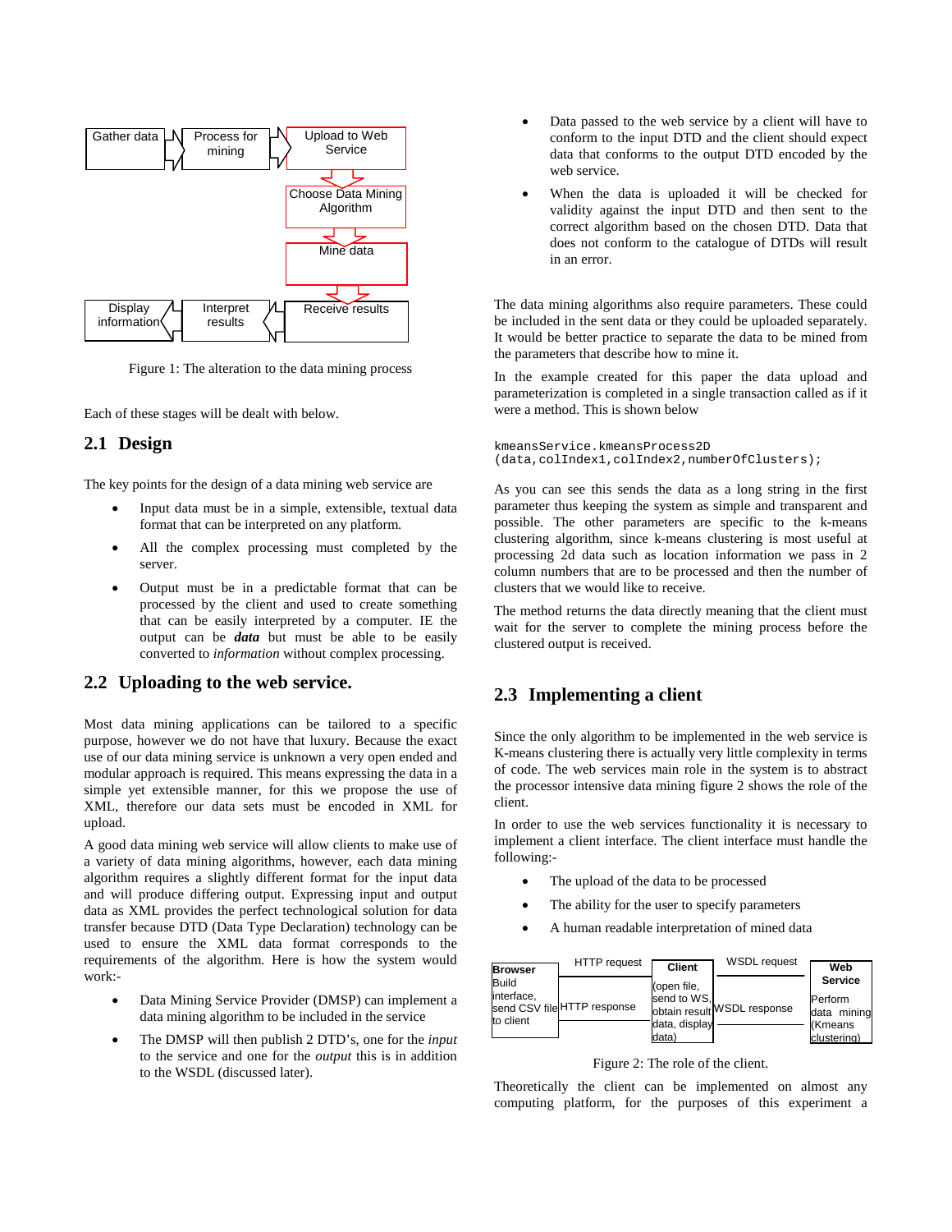Gather data → Process for mining → Upload to Web Service → Choose Data Mining Algorithm → Mine data → Receive results → Interpret results → Display information

Figure 1: The alteration to the data mining process

Each of these stages will be dealt with below.

## 2.1 Design

The key points for the design of a data mining web service are

- Input data must be in a simple, extensible, textual data format that can be interpreted on any platform.
- All the complex processing must completed by the server.
- Output must be in a predictable format that can be processed by the client and used to create something that can be easily interpreted by a computer. IE the output can be ***data*** but must be able to be easily converted to *information* without complex processing.

## 2.2 Uploading to the web service.

Most data mining applications can be tailored to a specific purpose, however we do not have that luxury. Because the exact use of our data mining service is unknown a very open ended and modular approach is required. This means expressing the data in a simple yet extensible manner, for this we propose the use of XML, therefore our data sets must be encoded in XML for upload.

A good data mining web service will allow clients to make use of a variety of data mining algorithms, however, each data mining algorithm requires a slightly different format for the input data and will produce differing output. Expressing input and output data as XML provides the perfect technological solution for data transfer because DTD (Data Type Declaration) technology can be used to ensure the XML data format corresponds to the requirements of the algorithm. Here is how the system would work:-

- Data Mining Service Provider (DMSP) can implement a data mining algorithm to be included in the service
- The DMSP will then publish 2 DTD's, one for the *input* to the service and one for the *output* this is in addition to the WSDL (discussed later).
- Data passed to the web service by a client will have to conform to the input DTD and the client should expect data that conforms to the output DTD encoded by the web service.
- When the data is uploaded it will be checked for validity against the input DTD and then sent to the correct algorithm based on the chosen DTD. Data that does not conform to the catalogue of DTDs will result in an error.

The data mining algorithms also require parameters. These could be included in the sent data or they could be uploaded separately. It would be better practice to separate the data to be mined from the parameters that describe how to mine it.

In the example created for this paper the data upload and parameterization is completed in a single transaction called as if it were a method. This is shown below

```
kmeansService.kmeansProcess2D
(data,colIndex1,colIndex2,numberOfClusters);
```

As you can see this sends the data as a long string in the first parameter thus keeping the system as simple and transparent and possible. The other parameters are specific to the k-means clustering algorithm, since k-means clustering is most useful at processing 2d data such as location information we pass in 2 column numbers that are to be processed and then the number of clusters that we would like to receive.

The method returns the data directly meaning that the client must wait for the server to complete the mining process before the clustered output is received.

## 2.3 Implementing a client

Since the only algorithm to be implemented in the web service is K-means clustering there is actually very little complexity in terms of code. The web services main role in the system is to abstract the processor intensive data mining figure 2 shows the role of the client.

In order to use the web services functionality it is necessary to implement a client interface. The client interface must handle the following:-

- The upload of the data to be processed
- The ability for the user to specify parameters
- A human readable interpretation of mined data

**Browser** Build interface, send CSV file to client — HTTP request / HTTP response — **Client** (open file, send to WS, obtain result data, display data) — WSDL request / WSDL response — **Web Service** Perform data mining (Kmeans clustering)

Figure 2: The role of the client.

Theoretically the client can be implemented on almost any computing platform, for the purposes of this experiment a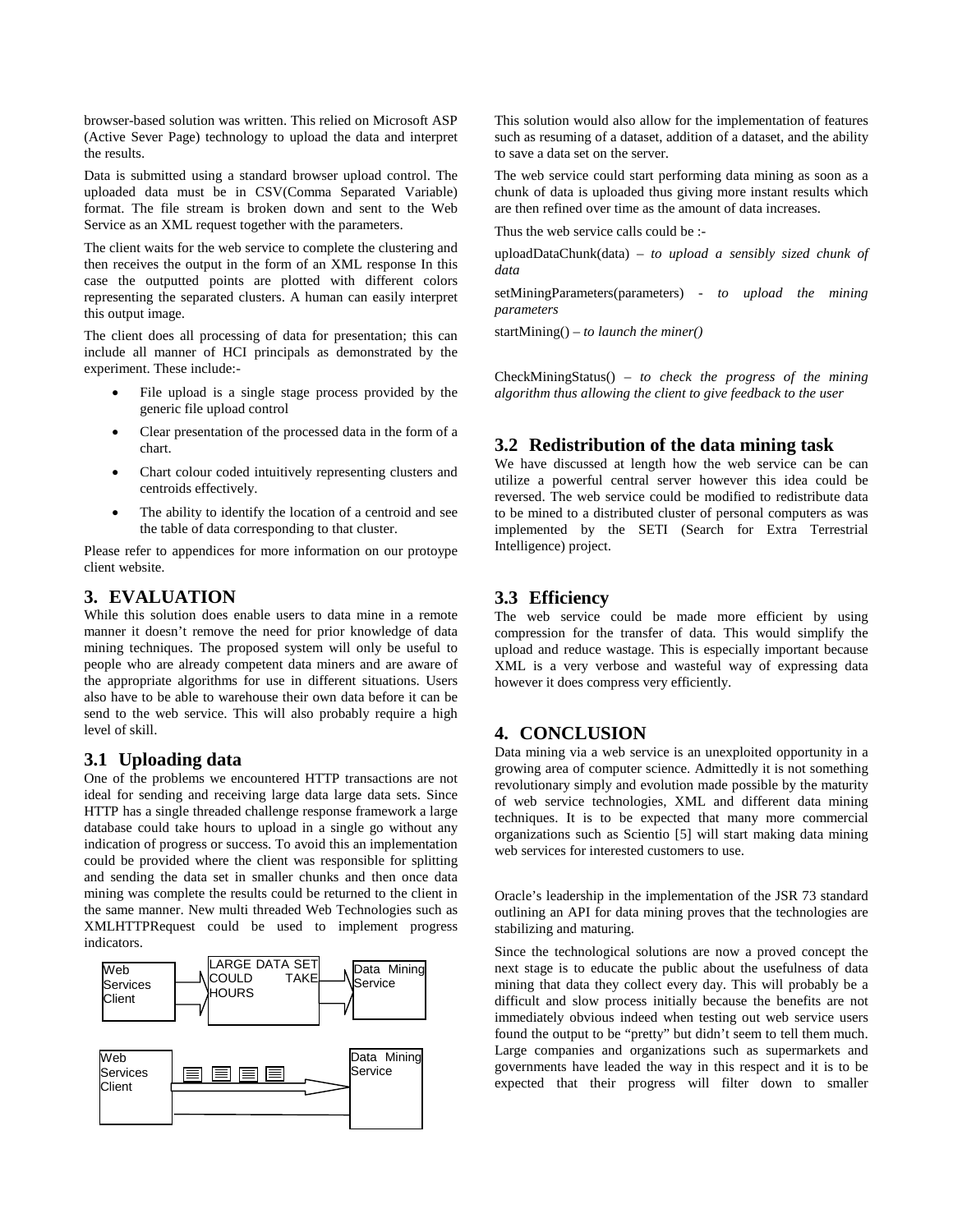browser-based solution was written. This relied on Microsoft ASP (Active Sever Page) technology to upload the data and interpret the results.

Data is submitted using a standard browser upload control. The uploaded data must be in CSV(Comma Separated Variable) format. The file stream is broken down and sent to the Web Service as an XML request together with the parameters.

The client waits for the web service to complete the clustering and then receives the output in the form of an XML response In this case the outputted points are plotted with different colors representing the separated clusters. A human can easily interpret this output image.

The client does all processing of data for presentation; this can include all manner of HCI principals as demonstrated by the experiment. These include:-

- File upload is a single stage process provided by the generic file upload control
- Clear presentation of the processed data in the form of a chart.
- Chart colour coded intuitively representing clusters and centroids effectively.
- The ability to identify the location of a centroid and see the table of data corresponding to that cluster.

Please refer to appendices for more information on our protoype client website.

# 3. EVALUATION

While this solution does enable users to data mine in a remote manner it doesn't remove the need for prior knowledge of data mining techniques. The proposed system will only be useful to people who are already competent data miners and are aware of the appropriate algorithms for use in different situations. Users also have to be able to warehouse their own data before it can be send to the web service. This will also probably require a high level of skill.

## 3.1 Uploading data

One of the problems we encountered HTTP transactions are not ideal for sending and receiving large data large data sets. Since HTTP has a single threaded challenge response framework a large database could take hours to upload in a single go without any indication of progress or success. To avoid this an implementation could be provided where the client was responsible for splitting and sending the data set in smaller chunks and then once data mining was complete the results could be returned to the client in the same manner. New multi threaded Web Technologies such as XMLHTTPRequest could be used to implement progress indicators.

Web Services Client → LARGE DATA SET COULD TAKE HOURS → Data Mining Service

Web Services Client → Data Mining Service

This solution would also allow for the implementation of features such as resuming of a dataset, addition of a dataset, and the ability to save a data set on the server.

The web service could start performing data mining as soon as a chunk of data is uploaded thus giving more instant results which are then refined over time as the amount of data increases.

Thus the web service calls could be :-

uploadDataChunk(data) – *to upload a sensibly sized chunk of data*

setMiningParameters(parameters) - *to upload the mining parameters*

startMining() – *to launch the miner()*

CheckMiningStatus() – *to check the progress of the mining algorithm thus allowing the client to give feedback to the user*

## 3.2 Redistribution of the data mining task

We have discussed at length how the web service can be can utilize a powerful central server however this idea could be reversed. The web service could be modified to redistribute data to be mined to a distributed cluster of personal computers as was implemented by the SETI (Search for Extra Terrestrial Intelligence) project.

## 3.3 Efficiency

The web service could be made more efficient by using compression for the transfer of data. This would simplify the upload and reduce wastage. This is especially important because XML is a very verbose and wasteful way of expressing data however it does compress very efficiently.

# 4. CONCLUSION

Data mining via a web service is an unexploited opportunity in a growing area of computer science. Admittedly it is not something revolutionary simply and evolution made possible by the maturity of web service technologies, XML and different data mining techniques. It is to be expected that many more commercial organizations such as Scientio [5] will start making data mining web services for interested customers to use.

Oracle's leadership in the implementation of the JSR 73 standard outlining an API for data mining proves that the technologies are stabilizing and maturing.

Since the technological solutions are now a proved concept the next stage is to educate the public about the usefulness of data mining that data they collect every day. This will probably be a difficult and slow process initially because the benefits are not immediately obvious indeed when testing out web service users found the output to be "pretty" but didn't seem to tell them much. Large companies and organizations such as supermarkets and governments have leaded the way in this respect and it is to be expected that their progress will filter down to smaller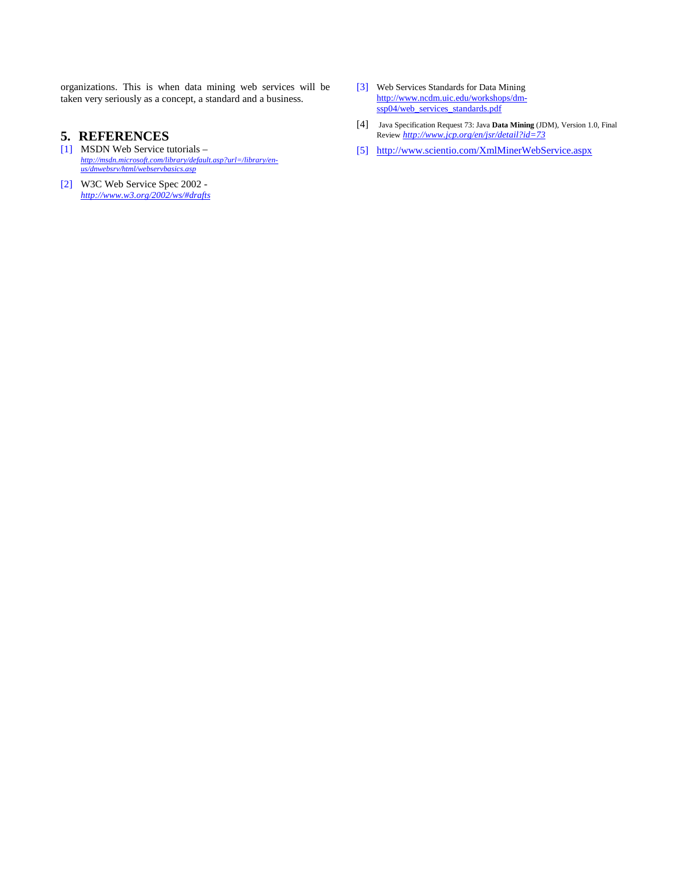organizations. This is when data mining web services will be taken very seriously as a concept, a standard and a business.

## 5. REFERENCES

[1] MSDN Web Service tutorials – *http://msdn.microsoft.com/library/default.asp?url=/library/en-us/dnwebsrv/html/webservbasics.asp*

[2] W3C Web Service Spec 2002 - *http://www.w3.org/2002/ws/#drafts*

[3] Web Services Standards for Data Mining http://www.ncdm.uic.edu/workshops/dm-ssp04/web_services_standards.pdf

[4] Java Specification Request 73: Java **Data Mining** (JDM), Version 1.0, Final Review *http://www.jcp.org/en/jsr/detail?id=73*

[5] http://www.scientio.com/XmlMinerWebService.aspx